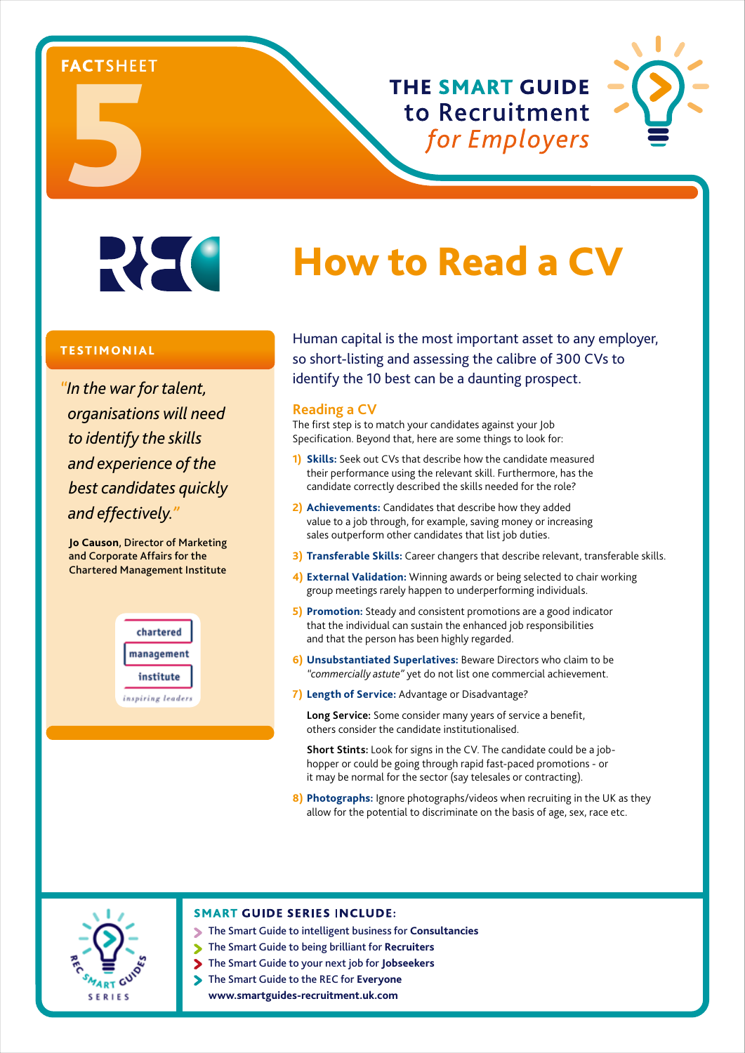**FACTSHEET 5**

**THE SMART GUIDE to Recruitment *for Employers***

# How to Read a CV

## TESTIMONIAL

*"In the war for talent, organisations will need to identify the skills and experience of the best candidates quickly and effectively."*

**Jo Causon, Director of Marketing and Corporate Affairs for the Chartered Management Institute**

chartered management institute
*inspiring leaders*

Human capital is the most important asset to any employer, so short-listing and assessing the calibre of 300 CVs to identify the 10 best can be a daunting prospect.

### Reading a CV

The first step is to match your candidates against your Job Specification. Beyond that, here are some things to look for:

1) **Skills:** Seek out CVs that describe how the candidate measured their performance using the relevant skill. Furthermore, has the candidate correctly described the skills needed for the role?

2) **Achievements:** Candidates that describe how they added value to a job through, for example, saving money or increasing sales outperform other candidates that list job duties.

3) **Transferable Skills:** Career changers that describe relevant, transferable skills.

4) **External Validation:** Winning awards or being selected to chair working group meetings rarely happen to underperforming individuals.

5) **Promotion:** Steady and consistent promotions are a good indicator that the individual can sustain the enhanced job responsibilities and that the person has been highly regarded.

6) **Unsubstantiated Superlatives:** Beware Directors who claim to be *"commercially astute"* yet do not list one commercial achievement.

7) **Length of Service:** Advantage or Disadvantage?

   **Long Service:** Some consider many years of service a benefit, others consider the candidate institutionalised.

   **Short Stints:** Look for signs in the CV. The candidate could be a job-hopper or could be going through rapid fast-paced promotions - or it may be normal for the sector (say telesales or contracting).

8) **Photographs:** Ignore photographs/videos when recruiting in the UK as they allow for the potential to discriminate on the basis of age, sex, race etc.

### SMART GUIDE SERIES INCLUDE:

- The Smart Guide to intelligent business for **Consultancies**
- The Smart Guide to being brilliant for **Recruiters**
- The Smart Guide to your next job for **Jobseekers**
- The Smart Guide to the REC for **Everyone**

**www.smartguides-recruitment.uk.com**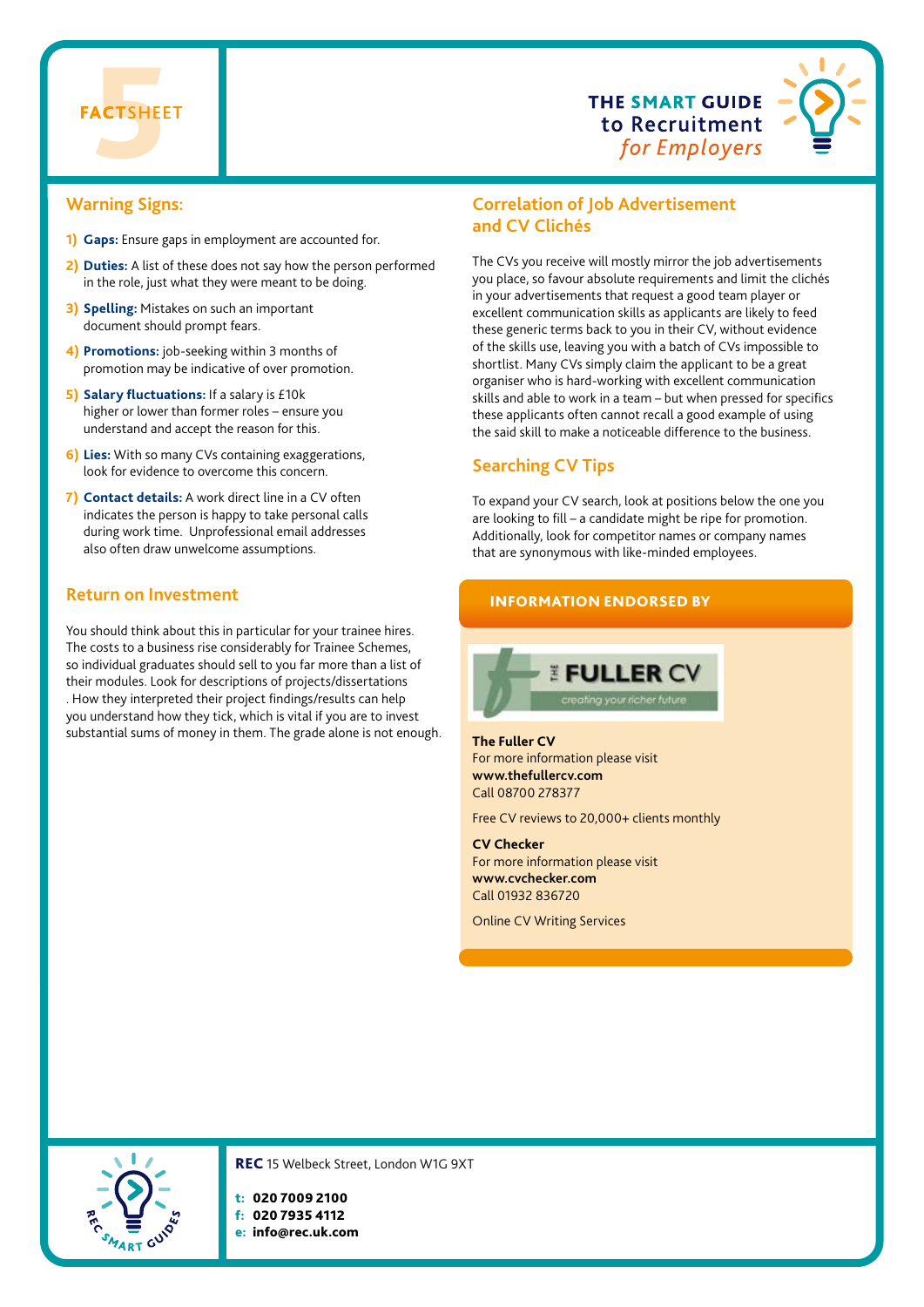FACTSHEET 5

THE SMART GUIDE to Recruitment *for Employers*

## Warning Signs:

1) **Gaps:** Ensure gaps in employment are accounted for.
2) **Duties:** A list of these does not say how the person performed in the role, just what they were meant to be doing.
3) **Spelling:** Mistakes on such an important document should prompt fears.
4) **Promotions:** job-seeking within 3 months of promotion may be indicative of over promotion.
5) **Salary fluctuations:** If a salary is £10k higher or lower than former roles – ensure you understand and accept the reason for this.
6) **Lies:** With so many CVs containing exaggerations, look for evidence to overcome this concern.
7) **Contact details:** A work direct line in a CV often indicates the person is happy to take personal calls during work time. Unprofessional email addresses also often draw unwelcome assumptions.

## Return on Investment

You should think about this in particular for your trainee hires. The costs to a business rise considerably for Trainee Schemes, so individual graduates should sell to you far more than a list of their modules. Look for descriptions of projects/dissertations . How they interpreted their project findings/results can help you understand how they tick, which is vital if you are to invest substantial sums of money in them. The grade alone is not enough.

## Correlation of Job Advertisement and CV Clichés

The CVs you receive will mostly mirror the job advertisements you place, so favour absolute requirements and limit the clichés in your advertisements that request a good team player or excellent communication skills as applicants are likely to feed these generic terms back to you in their CV, without evidence of the skills use, leaving you with a batch of CVs impossible to shortlist. Many CVs simply claim the applicant to be a great organiser who is hard-working with excellent communication skills and able to work in a team – but when pressed for specifics these applicants often cannot recall a good example of using the said skill to make a noticeable difference to the business.

## Searching CV Tips

To expand your CV search, look at positions below the one you are looking to fill – a candidate might be ripe for promotion. Additionally, look for competitor names or company names that are synonymous with like-minded employees.

### INFORMATION ENDORSED BY

THE FULLER CV – creating your richer future

**The Fuller CV**
For more information please visit
**www.thefullercv.com**
Call 08700 278377

Free CV reviews to 20,000+ clients monthly

**CV Checker**
For more information please visit
**www.cvchecker.com**
Call 01932 836720

Online CV Writing Services

REC SMART GUIDES

**REC** 15 Welbeck Street, London W1G 9XT

**t: 020 7009 2100**
**f: 020 7935 4112**
**e: info@rec.uk.com**